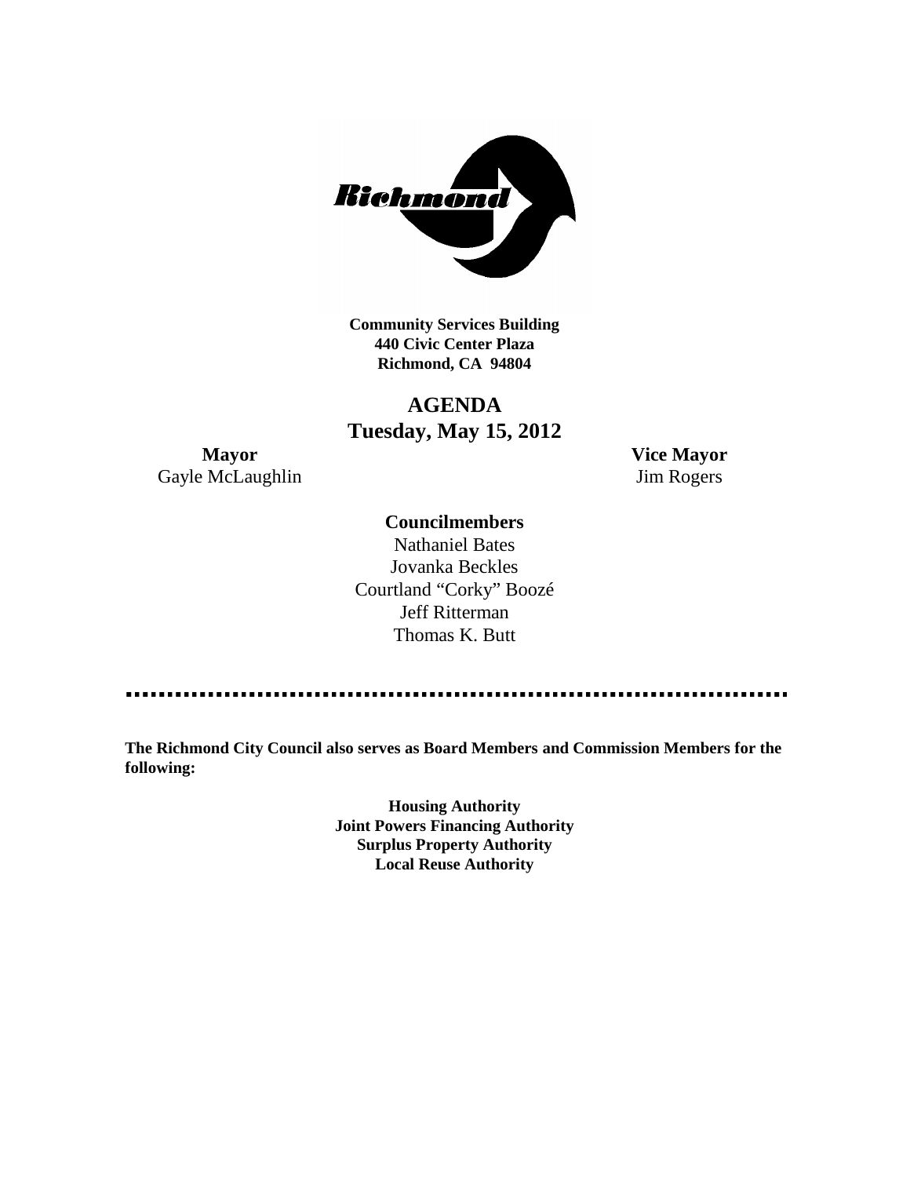**Community Services Building**
**440 Civic Center Plaza**
**Richmond, CA 94804**

# AGENDA
## Tuesday, May 15, 2012

**Mayor**
Gayle McLaughlin

**Vice Mayor**
Jim Rogers

**Councilmembers**
Nathaniel Bates
Jovanka Beckles
Courtland "Corky" Boozé
Jeff Ritterman
Thomas K. Butt

---

**The Richmond City Council also serves as Board Members and Commission Members for the following:**

**Housing Authority**
**Joint Powers Financing Authority**
**Surplus Property Authority**
**Local Reuse Authority**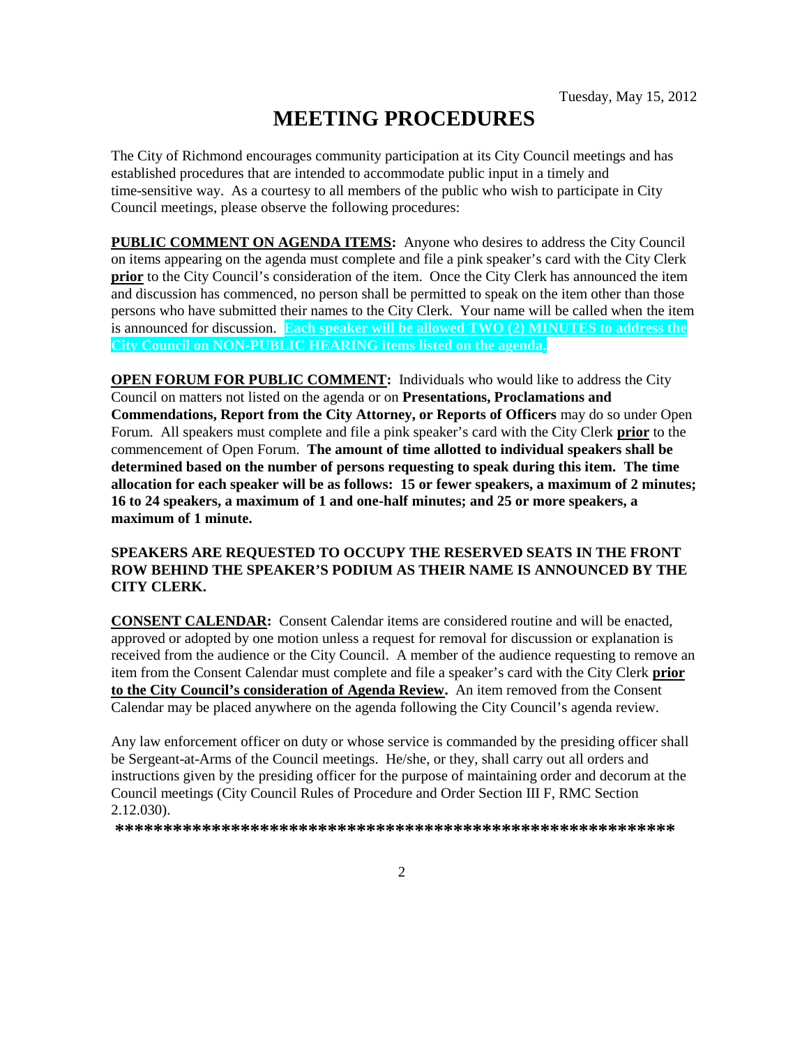Tuesday, May 15, 2012

# MEETING PROCEDURES

The City of Richmond encourages community participation at its City Council meetings and has established procedures that are intended to accommodate public input in a timely and time-sensitive way. As a courtesy to all members of the public who wish to participate in City Council meetings, please observe the following procedures:

**PUBLIC COMMENT ON AGENDA ITEMS:** Anyone who desires to address the City Council on items appearing on the agenda must complete and file a pink speaker's card with the City Clerk **prior** to the City Council's consideration of the item. Once the City Clerk has announced the item and discussion has commenced, no person shall be permitted to speak on the item other than those persons who have submitted their names to the City Clerk. Your name will be called when the item is announced for discussion. **Each speaker will be allowed TWO (2) MINUTES to address the City Council on NON-PUBLIC HEARING items listed on the agenda.**

**OPEN FORUM FOR PUBLIC COMMENT:** Individuals who would like to address the City Council on matters not listed on the agenda or on **Presentations, Proclamations and Commendations, Report from the City Attorney, or Reports of Officers** may do so under Open Forum. All speakers must complete and file a pink speaker's card with the City Clerk **prior** to the commencement of Open Forum. **The amount of time allotted to individual speakers shall be determined based on the number of persons requesting to speak during this item. The time allocation for each speaker will be as follows: 15 or fewer speakers, a maximum of 2 minutes; 16 to 24 speakers, a maximum of 1 and one-half minutes; and 25 or more speakers, a maximum of 1 minute.**

**SPEAKERS ARE REQUESTED TO OCCUPY THE RESERVED SEATS IN THE FRONT ROW BEHIND THE SPEAKER'S PODIUM AS THEIR NAME IS ANNOUNCED BY THE CITY CLERK.**

**CONSENT CALENDAR:** Consent Calendar items are considered routine and will be enacted, approved or adopted by one motion unless a request for removal for discussion or explanation is received from the audience or the City Council. A member of the audience requesting to remove an item from the Consent Calendar must complete and file a speaker's card with the City Clerk **prior to the City Council's consideration of Agenda Review.** An item removed from the Consent Calendar may be placed anywhere on the agenda following the City Council's agenda review.

Any law enforcement officer on duty or whose service is commanded by the presiding officer shall be Sergeant-at-Arms of the Council meetings. He/she, or they, shall carry out all orders and instructions given by the presiding officer for the purpose of maintaining order and decorum at the Council meetings (City Council Rules of Procedure and Order Section III F, RMC Section 2.12.030).

**\*\*\*\*\*\*\*\*\*\*\*\*\*\*\*\*\*\*\*\*\*\*\*\*\*\*\*\*\*\*\*\*\*\*\*\*\*\*\*\*\*\*\*\*\*\*\*\*\*\*\*\*\*\*\*\*\*\*\*\***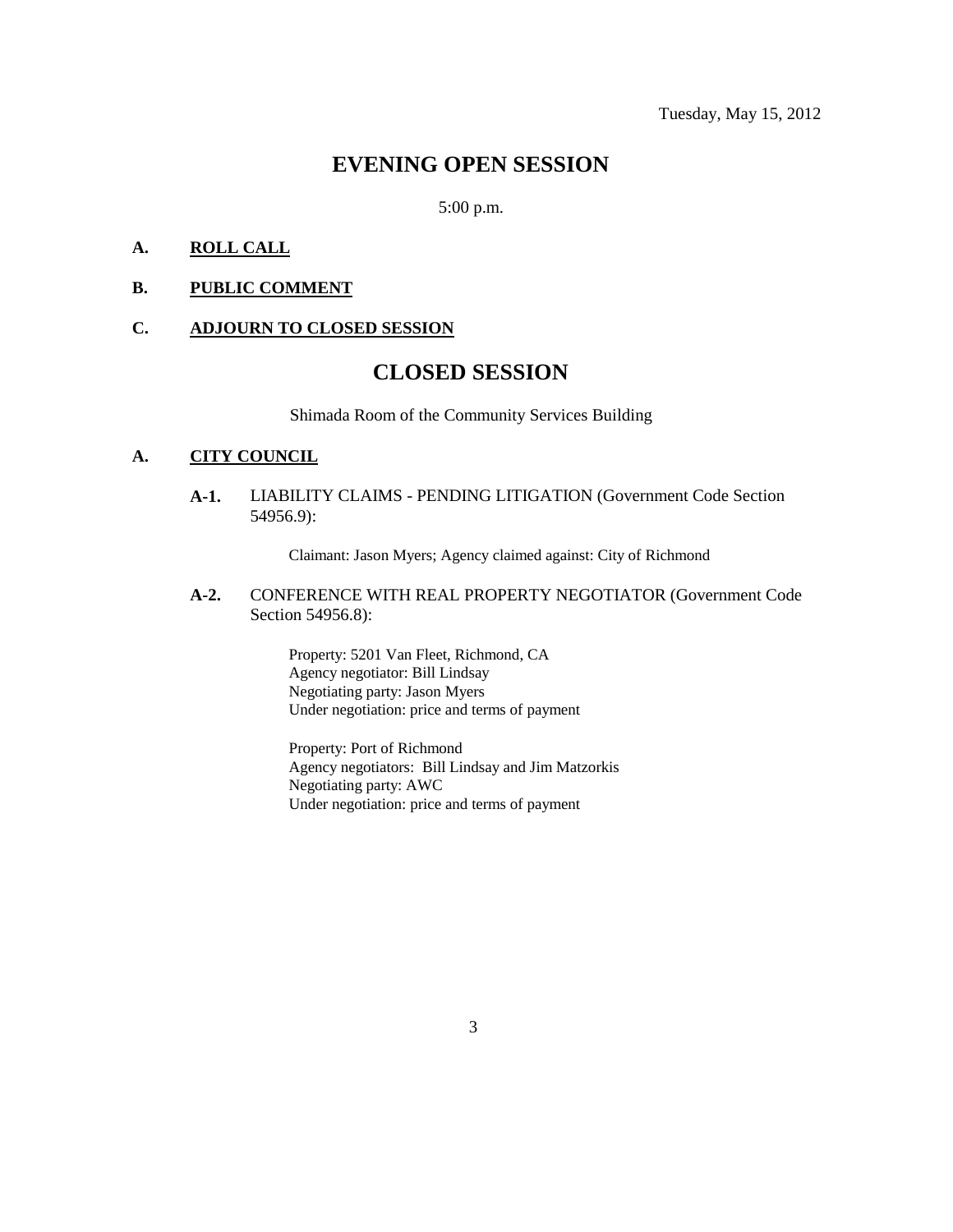Tuesday, May 15, 2012

# EVENING OPEN SESSION

5:00 p.m.

**A. ROLL CALL**

**B. PUBLIC COMMENT**

**C. ADJOURN TO CLOSED SESSION**

# CLOSED SESSION

Shimada Room of the Community Services Building

**A. CITY COUNCIL**

**A-1.** LIABILITY CLAIMS - PENDING LITIGATION (Government Code Section 54956.9):

Claimant: Jason Myers; Agency claimed against: City of Richmond

**A-2.** CONFERENCE WITH REAL PROPERTY NEGOTIATOR (Government Code Section 54956.8):

Property: 5201 Van Fleet, Richmond, CA
Agency negotiator: Bill Lindsay
Negotiating party: Jason Myers
Under negotiation: price and terms of payment

Property: Port of Richmond
Agency negotiators: Bill Lindsay and Jim Matzorkis
Negotiating party: AWC
Under negotiation: price and terms of payment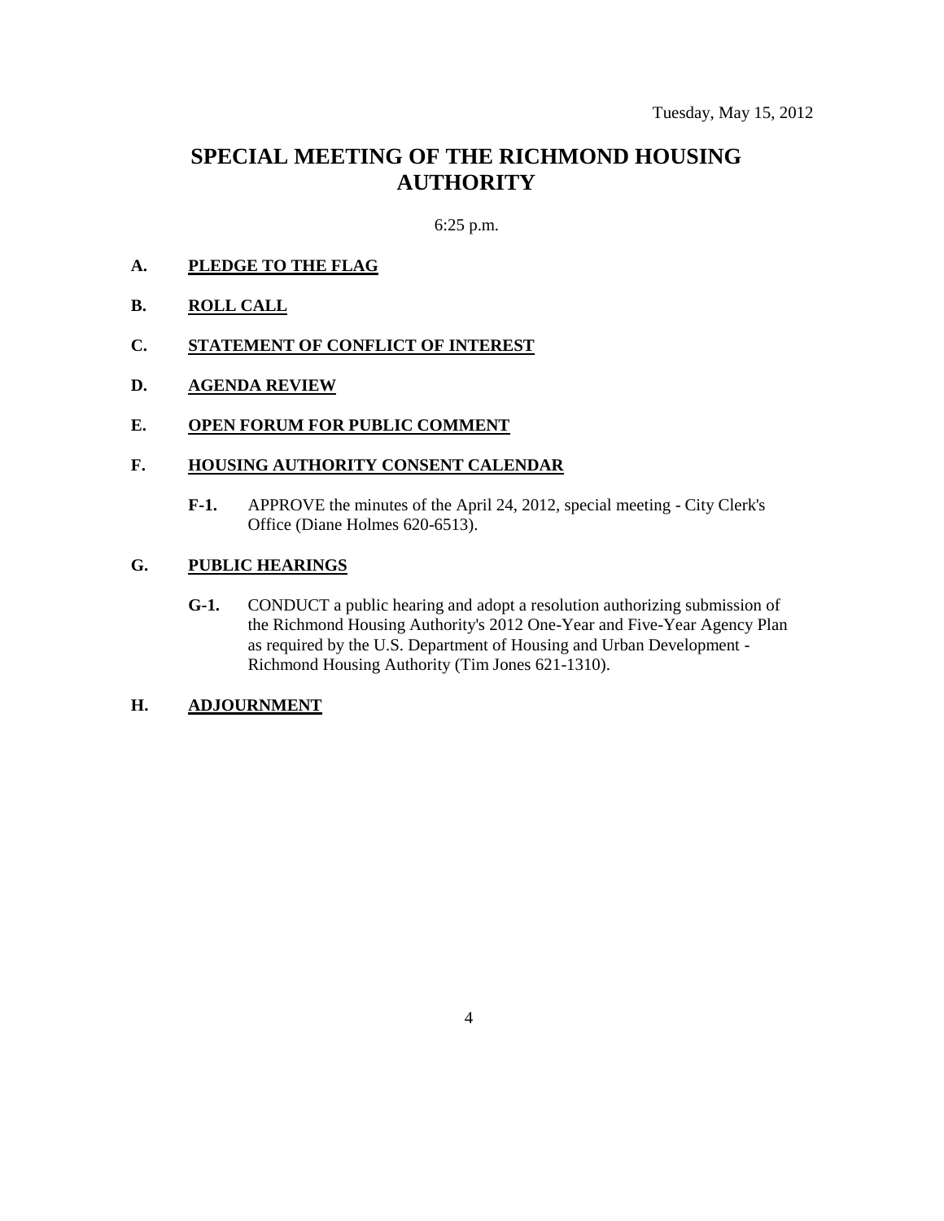Tuesday, May 15, 2012

# SPECIAL MEETING OF THE RICHMOND HOUSING AUTHORITY

6:25 p.m.

**A. PLEDGE TO THE FLAG**

**B. ROLL CALL**

**C. STATEMENT OF CONFLICT OF INTEREST**

**D. AGENDA REVIEW**

**E. OPEN FORUM FOR PUBLIC COMMENT**

**F. HOUSING AUTHORITY CONSENT CALENDAR**

**F-1.** APPROVE the minutes of the April 24, 2012, special meeting - City Clerk's Office (Diane Holmes 620-6513).

**G. PUBLIC HEARINGS**

**G-1.** CONDUCT a public hearing and adopt a resolution authorizing submission of the Richmond Housing Authority's 2012 One-Year and Five-Year Agency Plan as required by the U.S. Department of Housing and Urban Development - Richmond Housing Authority (Tim Jones 621-1310).

**H. ADJOURNMENT**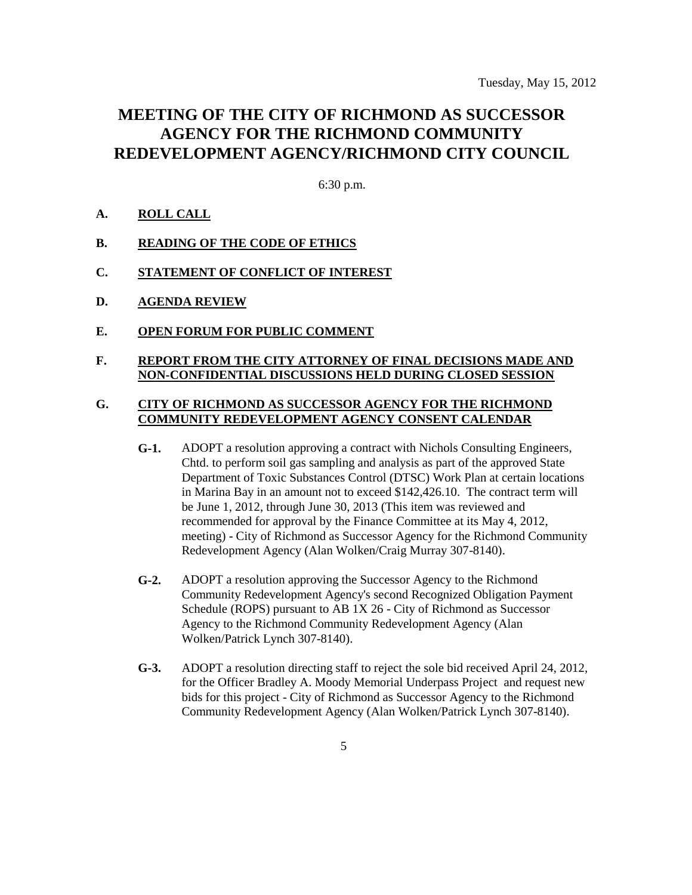Tuesday, May 15, 2012

# MEETING OF THE CITY OF RICHMOND AS SUCCESSOR AGENCY FOR THE RICHMOND COMMUNITY REDEVELOPMENT AGENCY/RICHMOND CITY COUNCIL

6:30 p.m.

**A. ROLL CALL**

**B. READING OF THE CODE OF ETHICS**

**C. STATEMENT OF CONFLICT OF INTEREST**

**D. AGENDA REVIEW**

**E. OPEN FORUM FOR PUBLIC COMMENT**

**F. REPORT FROM THE CITY ATTORNEY OF FINAL DECISIONS MADE AND NON-CONFIDENTIAL DISCUSSIONS HELD DURING CLOSED SESSION**

**G. CITY OF RICHMOND AS SUCCESSOR AGENCY FOR THE RICHMOND COMMUNITY REDEVELOPMENT AGENCY CONSENT CALENDAR**

**G-1.** ADOPT a resolution approving a contract with Nichols Consulting Engineers, Chtd. to perform soil gas sampling and analysis as part of the approved State Department of Toxic Substances Control (DTSC) Work Plan at certain locations in Marina Bay in an amount not to exceed $142,426.10. The contract term will be June 1, 2012, through June 30, 2013 (This item was reviewed and recommended for approval by the Finance Committee at its May 4, 2012, meeting) - City of Richmond as Successor Agency for the Richmond Community Redevelopment Agency (Alan Wolken/Craig Murray 307-8140).

**G-2.** ADOPT a resolution approving the Successor Agency to the Richmond Community Redevelopment Agency's second Recognized Obligation Payment Schedule (ROPS) pursuant to AB 1X 26 - City of Richmond as Successor Agency to the Richmond Community Redevelopment Agency (Alan Wolken/Patrick Lynch 307-8140).

**G-3.** ADOPT a resolution directing staff to reject the sole bid received April 24, 2012, for the Officer Bradley A. Moody Memorial Underpass Project and request new bids for this project - City of Richmond as Successor Agency to the Richmond Community Redevelopment Agency (Alan Wolken/Patrick Lynch 307-8140).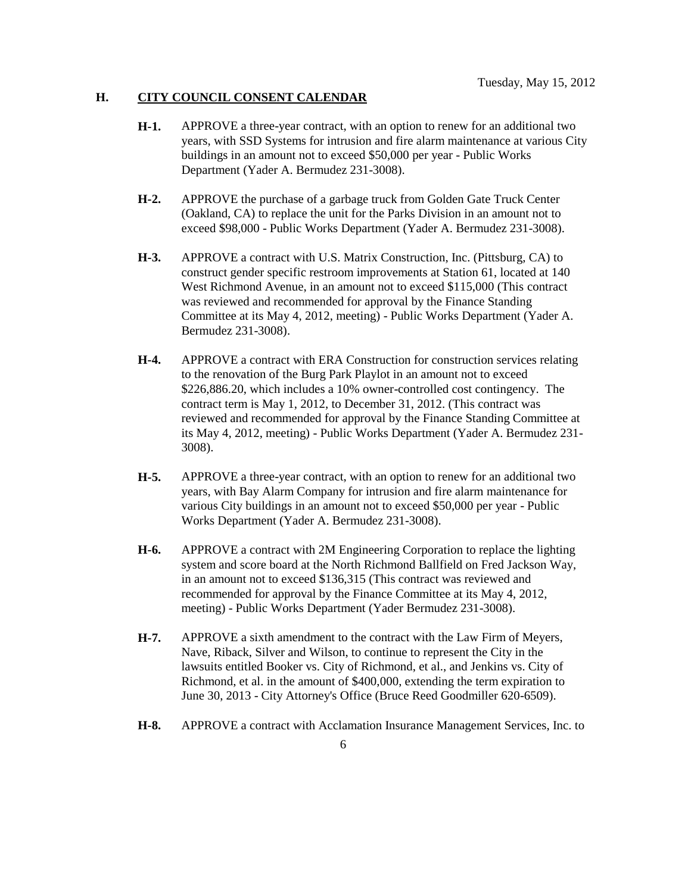## H. CITY COUNCIL CONSENT CALENDAR

**H-1.** APPROVE a three-year contract, with an option to renew for an additional two years, with SSD Systems for intrusion and fire alarm maintenance at various City buildings in an amount not to exceed $50,000 per year - Public Works Department (Yader A. Bermudez 231-3008).

**H-2.** APPROVE the purchase of a garbage truck from Golden Gate Truck Center (Oakland, CA) to replace the unit for the Parks Division in an amount not to exceed $98,000 - Public Works Department (Yader A. Bermudez 231-3008).

**H-3.** APPROVE a contract with U.S. Matrix Construction, Inc. (Pittsburg, CA) to construct gender specific restroom improvements at Station 61, located at 140 West Richmond Avenue, in an amount not to exceed $115,000 (This contract was reviewed and recommended for approval by the Finance Standing Committee at its May 4, 2012, meeting) - Public Works Department (Yader A. Bermudez 231-3008).

**H-4.** APPROVE a contract with ERA Construction for construction services relating to the renovation of the Burg Park Playlot in an amount not to exceed $226,886.20, which includes a 10% owner-controlled cost contingency. The contract term is May 1, 2012, to December 31, 2012. (This contract was reviewed and recommended for approval by the Finance Standing Committee at its May 4, 2012, meeting) - Public Works Department (Yader A. Bermudez 231-3008).

**H-5.** APPROVE a three-year contract, with an option to renew for an additional two years, with Bay Alarm Company for intrusion and fire alarm maintenance for various City buildings in an amount not to exceed $50,000 per year - Public Works Department (Yader A. Bermudez 231-3008).

**H-6.** APPROVE a contract with 2M Engineering Corporation to replace the lighting system and score board at the North Richmond Ballfield on Fred Jackson Way, in an amount not to exceed $136,315 (This contract was reviewed and recommended for approval by the Finance Committee at its May 4, 2012, meeting) - Public Works Department (Yader Bermudez 231-3008).

**H-7.** APPROVE a sixth amendment to the contract with the Law Firm of Meyers, Nave, Riback, Silver and Wilson, to continue to represent the City in the lawsuits entitled Booker vs. City of Richmond, et al., and Jenkins vs. City of Richmond, et al. in the amount of $400,000, extending the term expiration to June 30, 2013 - City Attorney's Office (Bruce Reed Goodmiller 620-6509).

**H-8.** APPROVE a contract with Acclamation Insurance Management Services, Inc. to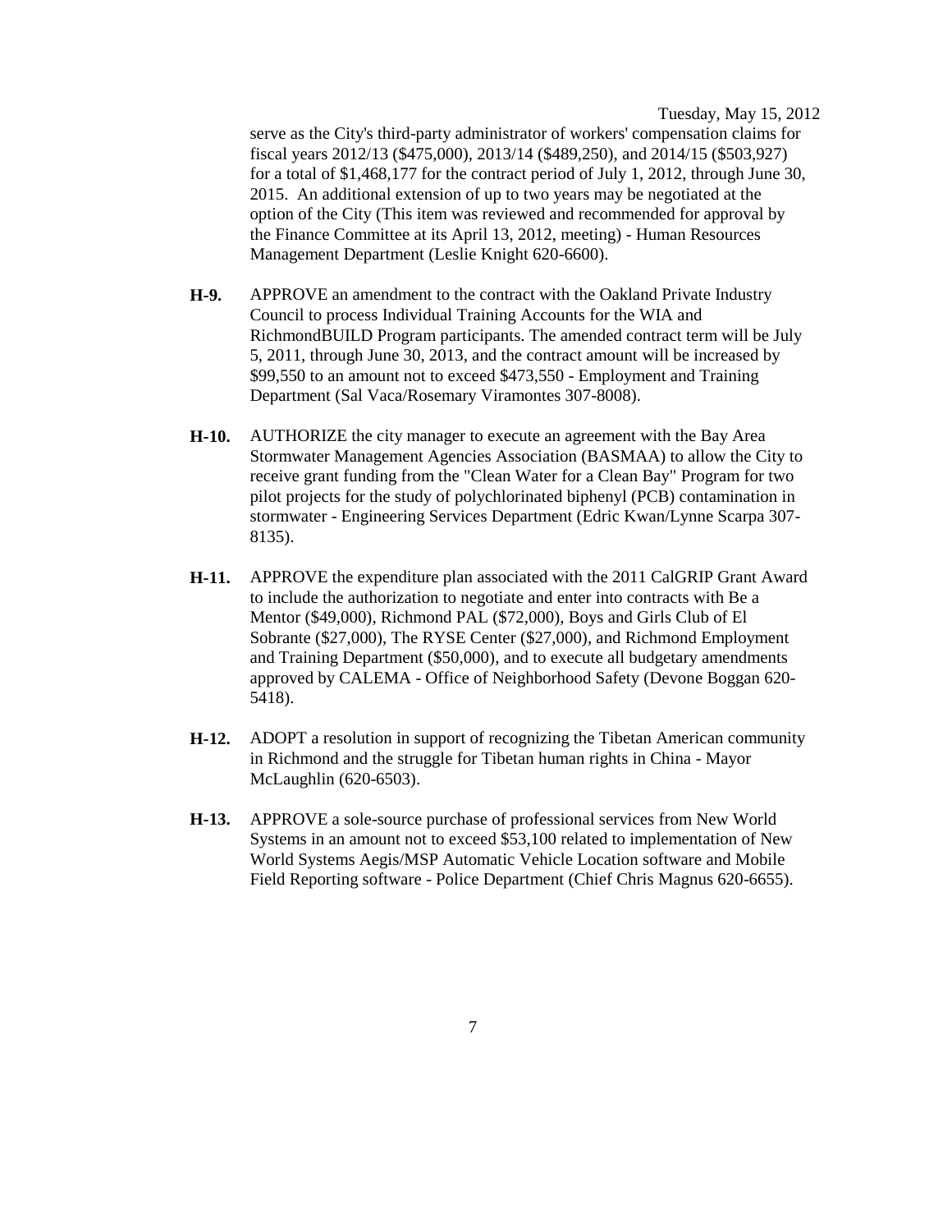serve as the City's third-party administrator of workers' compensation claims for fiscal years 2012/13 ($475,000), 2013/14 ($489,250), and 2014/15 ($503,927) for a total of $1,468,177 for the contract period of July 1, 2012, through June 30, 2015. An additional extension of up to two years may be negotiated at the option of the City (This item was reviewed and recommended for approval by the Finance Committee at its April 13, 2012, meeting) - Human Resources Management Department (Leslie Knight 620-6600).

**H-9.** APPROVE an amendment to the contract with the Oakland Private Industry Council to process Individual Training Accounts for the WIA and RichmondBUILD Program participants. The amended contract term will be July 5, 2011, through June 30, 2013, and the contract amount will be increased by $99,550 to an amount not to exceed $473,550 - Employment and Training Department (Sal Vaca/Rosemary Viramontes 307-8008).

**H-10.** AUTHORIZE the city manager to execute an agreement with the Bay Area Stormwater Management Agencies Association (BASMAA) to allow the City to receive grant funding from the "Clean Water for a Clean Bay" Program for two pilot projects for the study of polychlorinated biphenyl (PCB) contamination in stormwater - Engineering Services Department (Edric Kwan/Lynne Scarpa 307-8135).

**H-11.** APPROVE the expenditure plan associated with the 2011 CalGRIP Grant Award to include the authorization to negotiate and enter into contracts with Be a Mentor ($49,000), Richmond PAL ($72,000), Boys and Girls Club of El Sobrante ($27,000), The RYSE Center ($27,000), and Richmond Employment and Training Department ($50,000), and to execute all budgetary amendments approved by CALEMA - Office of Neighborhood Safety (Devone Boggan 620-5418).

**H-12.** ADOPT a resolution in support of recognizing the Tibetan American community in Richmond and the struggle for Tibetan human rights in China - Mayor McLaughlin (620-6503).

**H-13.** APPROVE a sole-source purchase of professional services from New World Systems in an amount not to exceed $53,100 related to implementation of New World Systems Aegis/MSP Automatic Vehicle Location software and Mobile Field Reporting software - Police Department (Chief Chris Magnus 620-6655).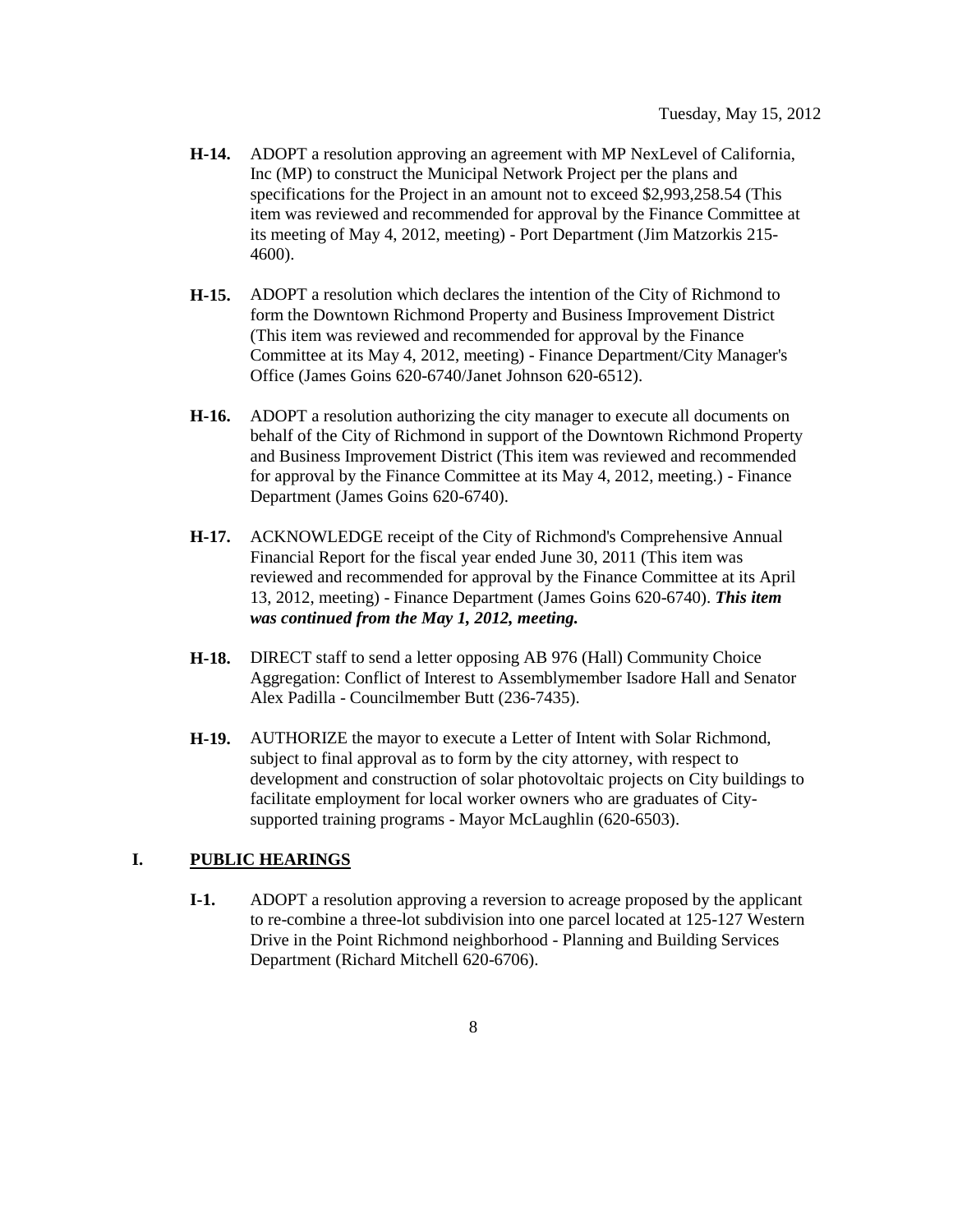**H-14.** ADOPT a resolution approving an agreement with MP NexLevel of California, Inc (MP) to construct the Municipal Network Project per the plans and specifications for the Project in an amount not to exceed $2,993,258.54 (This item was reviewed and recommended for approval by the Finance Committee at its meeting of May 4, 2012, meeting) - Port Department (Jim Matzorkis 215-4600).

**H-15.** ADOPT a resolution which declares the intention of the City of Richmond to form the Downtown Richmond Property and Business Improvement District (This item was reviewed and recommended for approval by the Finance Committee at its May 4, 2012, meeting) - Finance Department/City Manager's Office (James Goins 620-6740/Janet Johnson 620-6512).

**H-16.** ADOPT a resolution authorizing the city manager to execute all documents on behalf of the City of Richmond in support of the Downtown Richmond Property and Business Improvement District (This item was reviewed and recommended for approval by the Finance Committee at its May 4, 2012, meeting.) - Finance Department (James Goins 620-6740).

**H-17.** ACKNOWLEDGE receipt of the City of Richmond's Comprehensive Annual Financial Report for the fiscal year ended June 30, 2011 (This item was reviewed and recommended for approval by the Finance Committee at its April 13, 2012, meeting) - Finance Department (James Goins 620-6740). ***This item was continued from the May 1, 2012, meeting.***

**H-18.** DIRECT staff to send a letter opposing AB 976 (Hall) Community Choice Aggregation: Conflict of Interest to Assemblymember Isadore Hall and Senator Alex Padilla - Councilmember Butt (236-7435).

**H-19.** AUTHORIZE the mayor to execute a Letter of Intent with Solar Richmond, subject to final approval as to form by the city attorney, with respect to development and construction of solar photovoltaic projects on City buildings to facilitate employment for local worker owners who are graduates of City-supported training programs - Mayor McLaughlin (620-6503).

## I. <u>PUBLIC HEARINGS</u>

**I-1.** ADOPT a resolution approving a reversion to acreage proposed by the applicant to re-combine a three-lot subdivision into one parcel located at 125-127 Western Drive in the Point Richmond neighborhood - Planning and Building Services Department (Richard Mitchell 620-6706).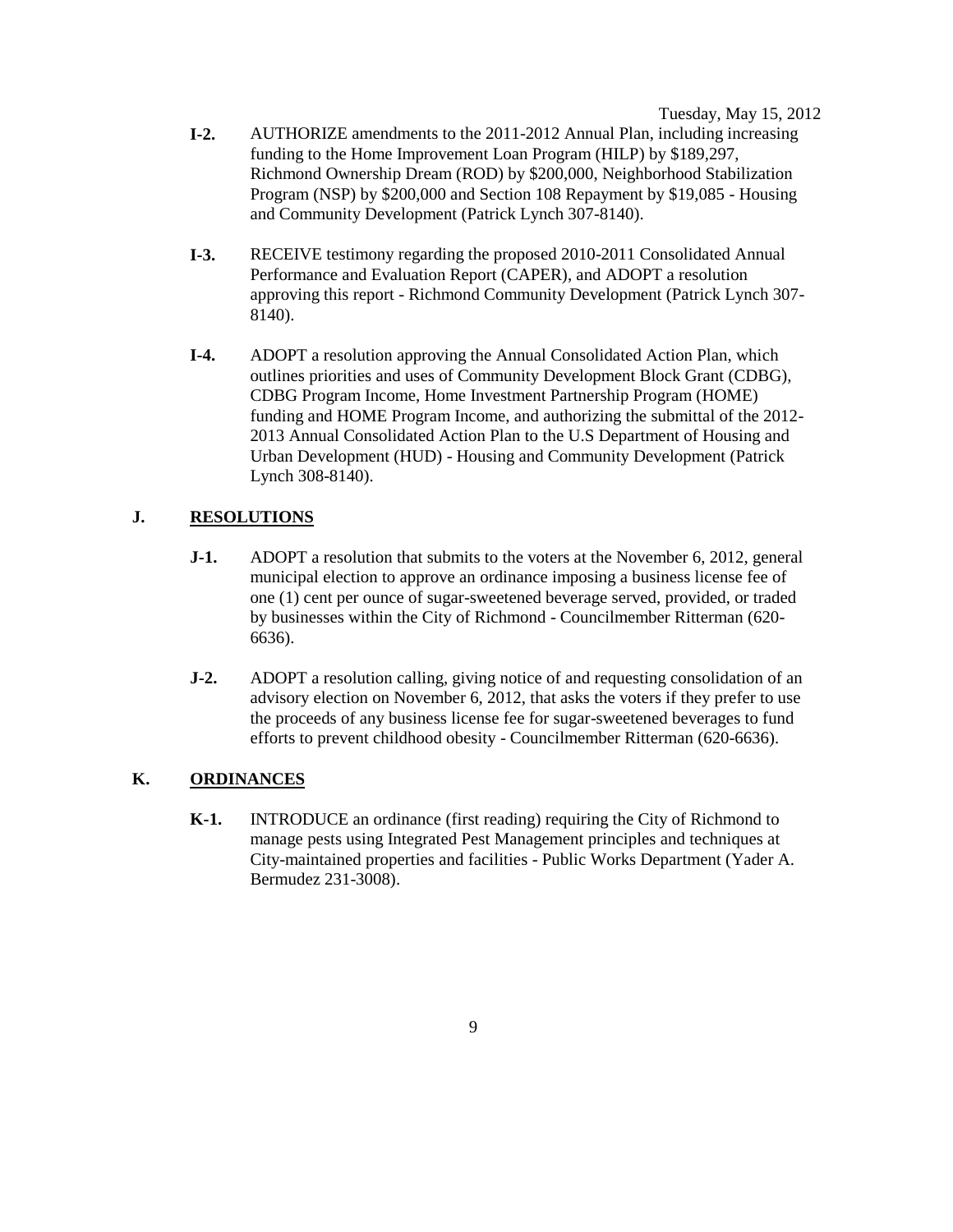**I-2.** AUTHORIZE amendments to the 2011-2012 Annual Plan, including increasing funding to the Home Improvement Loan Program (HILP) by $189,297, Richmond Ownership Dream (ROD) by $200,000, Neighborhood Stabilization Program (NSP) by $200,000 and Section 108 Repayment by $19,085 - Housing and Community Development (Patrick Lynch 307-8140).

**I-3.** RECEIVE testimony regarding the proposed 2010-2011 Consolidated Annual Performance and Evaluation Report (CAPER), and ADOPT a resolution approving this report - Richmond Community Development (Patrick Lynch 307-8140).

**I-4.** ADOPT a resolution approving the Annual Consolidated Action Plan, which outlines priorities and uses of Community Development Block Grant (CDBG), CDBG Program Income, Home Investment Partnership Program (HOME) funding and HOME Program Income, and authorizing the submittal of the 2012-2013 Annual Consolidated Action Plan to the U.S Department of Housing and Urban Development (HUD) - Housing and Community Development (Patrick Lynch 308-8140).

## J. RESOLUTIONS

**J-1.** ADOPT a resolution that submits to the voters at the November 6, 2012, general municipal election to approve an ordinance imposing a business license fee of one (1) cent per ounce of sugar-sweetened beverage served, provided, or traded by businesses within the City of Richmond - Councilmember Ritterman (620-6636).

**J-2.** ADOPT a resolution calling, giving notice of and requesting consolidation of an advisory election on November 6, 2012, that asks the voters if they prefer to use the proceeds of any business license fee for sugar-sweetened beverages to fund efforts to prevent childhood obesity - Councilmember Ritterman (620-6636).

## K. ORDINANCES

**K-1.** INTRODUCE an ordinance (first reading) requiring the City of Richmond to manage pests using Integrated Pest Management principles and techniques at City-maintained properties and facilities - Public Works Department (Yader A. Bermudez 231-3008).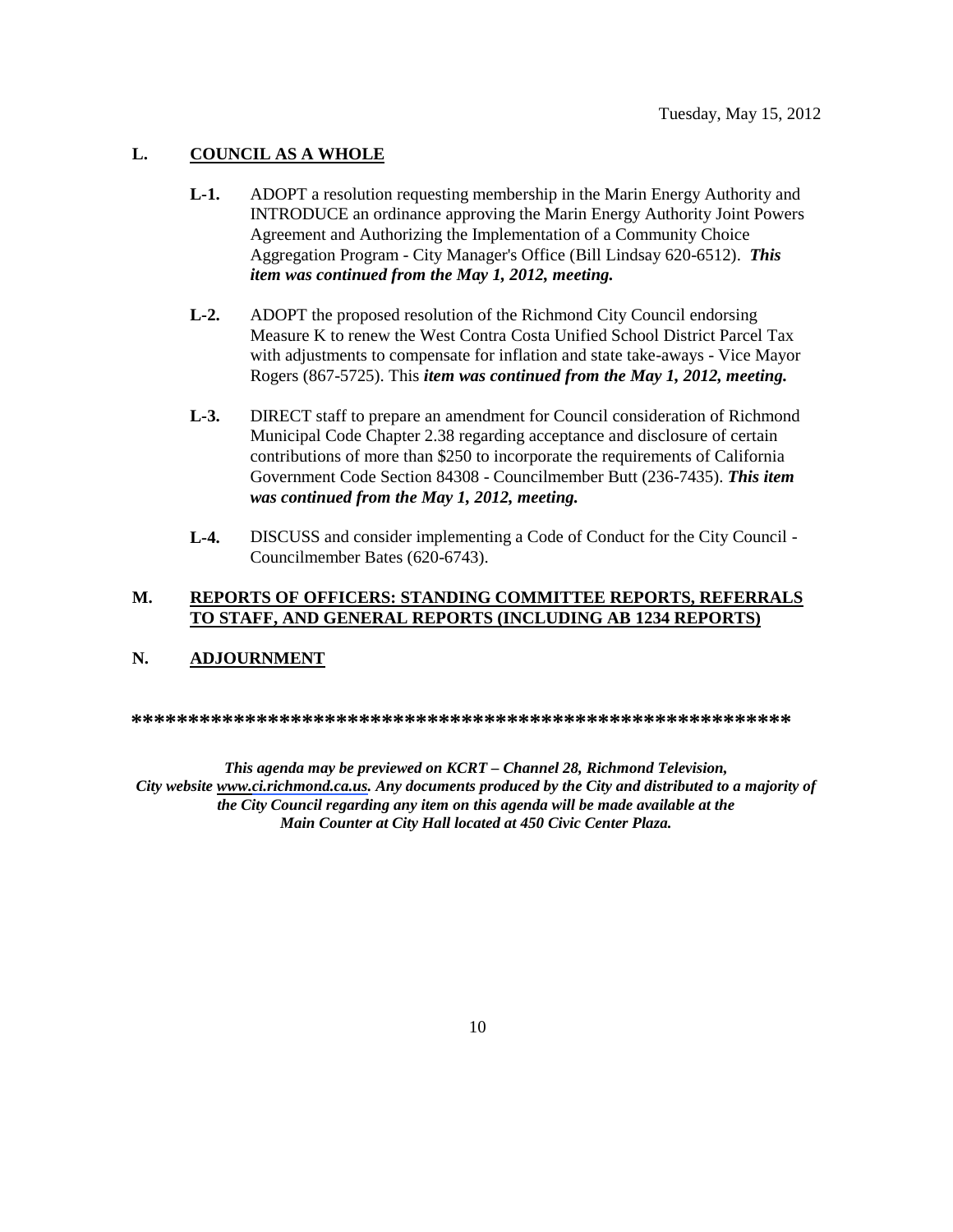Tuesday, May 15, 2012

## L. COUNCIL AS A WHOLE

**L-1.** ADOPT a resolution requesting membership in the Marin Energy Authority and INTRODUCE an ordinance approving the Marin Energy Authority Joint Powers Agreement and Authorizing the Implementation of a Community Choice Aggregation Program - City Manager's Office (Bill Lindsay 620-6512). ***This item was continued from the May 1, 2012, meeting.***

**L-2.** ADOPT the proposed resolution of the Richmond City Council endorsing Measure K to renew the West Contra Costa Unified School District Parcel Tax with adjustments to compensate for inflation and state take-aways - Vice Mayor Rogers (867-5725). This ***item was continued from the May 1, 2012, meeting.***

**L-3.** DIRECT staff to prepare an amendment for Council consideration of Richmond Municipal Code Chapter 2.38 regarding acceptance and disclosure of certain contributions of more than $250 to incorporate the requirements of California Government Code Section 84308 - Councilmember Butt (236-7435). ***This item was continued from the May 1, 2012, meeting.***

**L-4.** DISCUSS and consider implementing a Code of Conduct for the City Council - Councilmember Bates (620-6743).

## M. REPORTS OF OFFICERS: STANDING COMMITTEE REPORTS, REFERRALS TO STAFF, AND GENERAL REPORTS (INCLUDING AB 1234 REPORTS)

## N. ADJOURNMENT

**\*\*\*\*\*\*\*\*\*\*\*\*\*\*\*\*\*\*\*\*\*\*\*\*\*\*\*\*\*\*\*\*\*\*\*\*\*\*\*\*\*\*\*\*\*\*\*\*\*\*\*\*\*\*\*\*\*\***

***This agenda may be previewed on KCRT – Channel 28, Richmond Television, City website www.ci.richmond.ca.us. Any documents produced by the City and distributed to a majority of the City Council regarding any item on this agenda will be made available at the Main Counter at City Hall located at 450 Civic Center Plaza.***